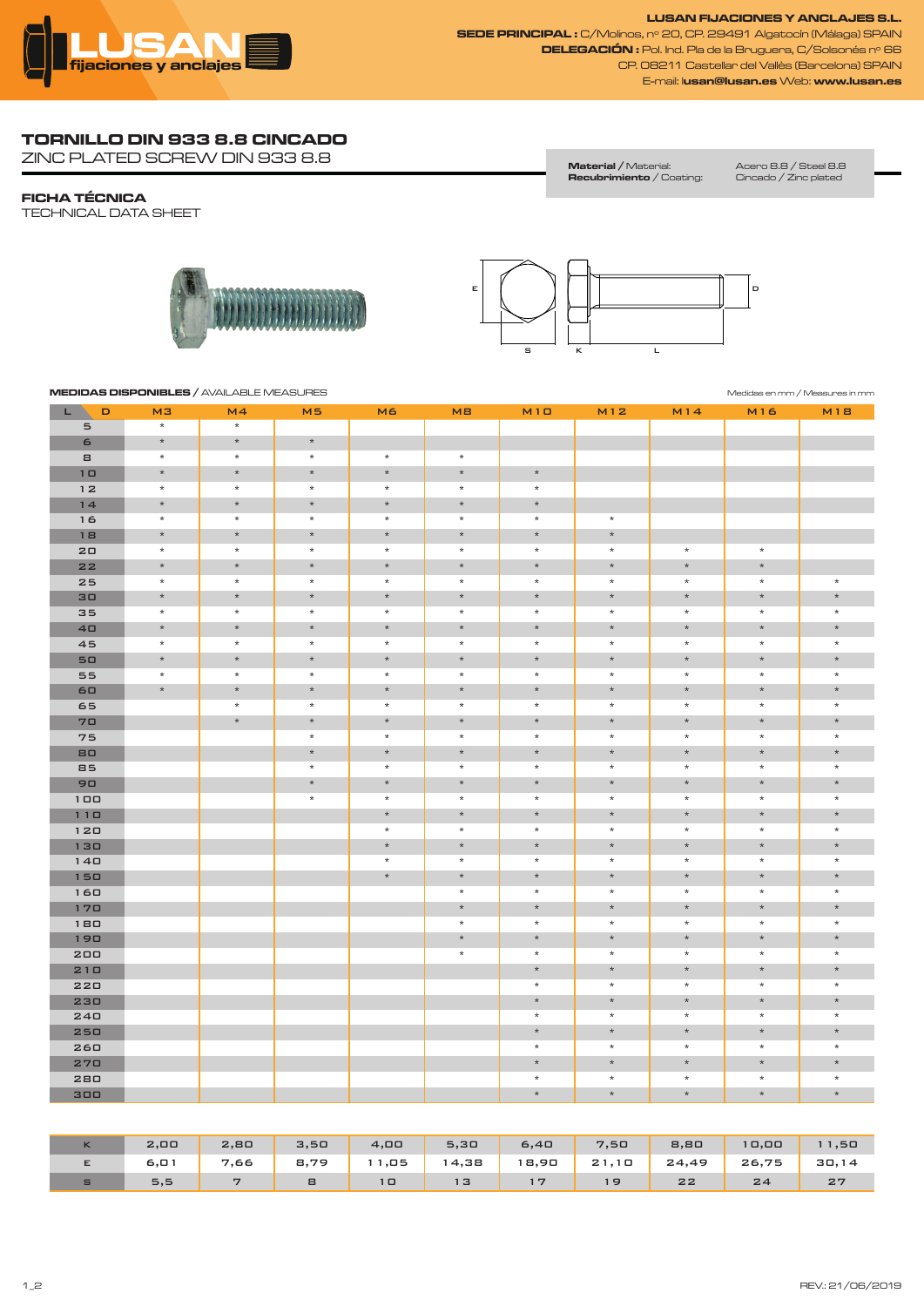**LUSAN FIJACIONES Y ANCLAJES S.L.**
**SEDE PRINCIPAL :** C/Molinos, nº 20, CP. 29491 Algatocín (Málaga) SPAIN
**DELEGACIÓN :** Pol. Ind. Pla de la Bruguera, C/Solsonés nº 66
CP. 08211 Castellar del Vallès (Barcelona) SPAIN
E-mail: **lusan@lusan.es** Web: **www.lusan.es**

# TORNILLO DIN 933 8.8 CINCADO

ZINC PLATED SCREW DIN 933 8.8

| | |
|---|---|
| **Material** / Material: | Acero 8.8 / Steel 8.8 |
| **Recubrimiento** / Coating: | Cincado / Zinc plated |

## FICHA TÉCNICA

TECHNICAL DATA SHEET

**MEDIDAS DISPONIBLES** / AVAILABLE MEASURES

Medidas en mm / Measures in mm

| L \ D | M3 | M4 | M5 | M6 | M8 | M10 | M12 | M14 | M16 | M18 |
|---|---|---|---|---|---|---|---|---|---|---|
| 5 | * | * | | | | | | | | |
| 6 | * | * | * | | | | | | | |
| 8 | * | * | * | * | * | | | | | |
| 10 | * | * | * | * | * | * | | | | |
| 12 | * | * | * | * | * | * | | | | |
| 14 | * | * | * | * | * | * | | | | |
| 16 | * | * | * | * | * | * | * | | | |
| 18 | * | * | * | * | * | * | * | | | |
| 20 | * | * | * | * | * | * | * | * | * | |
| 22 | * | * | * | * | * | * | * | * | * | |
| 25 | * | * | * | * | * | * | * | * | * | * |
| 30 | * | * | * | * | * | * | * | * | * | * |
| 35 | * | * | * | * | * | * | * | * | * | * |
| 40 | * | * | * | * | * | * | * | * | * | * |
| 45 | * | * | * | * | * | * | * | * | * | * |
| 50 | * | * | * | * | * | * | * | * | * | * |
| 55 | * | * | * | * | * | * | * | * | * | * |
| 60 | * | * | * | * | * | * | * | * | * | * |
| 65 | | * | * | * | * | * | * | * | * | * |
| 70 | | * | * | * | * | * | * | * | * | * |
| 75 | | | * | * | * | * | * | * | * | * |
| 80 | | | * | * | * | * | * | * | * | * |
| 85 | | | * | * | * | * | * | * | * | * |
| 90 | | | * | * | * | * | * | * | * | * |
| 100 | | | * | * | * | * | * | * | * | * |
| 110 | | | | * | * | * | * | * | * | * |
| 120 | | | | * | * | * | * | * | * | * |
| 130 | | | | * | * | * | * | * | * | * |
| 140 | | | | * | * | * | * | * | * | * |
| 150 | | | | * | * | * | * | * | * | * |
| 160 | | | | | * | * | * | * | * | * |
| 170 | | | | | * | * | * | * | * | * |
| 180 | | | | | * | * | * | * | * | * |
| 190 | | | | | * | * | * | * | * | * |
| 200 | | | | | * | * | * | * | * | * |
| 210 | | | | | | * | * | * | * | * |
| 220 | | | | | | * | * | * | * | * |
| 230 | | | | | | * | * | * | * | * |
| 240 | | | | | | * | * | * | * | * |
| 250 | | | | | | * | * | * | * | * |
| 260 | | | | | | * | * | * | * | * |
| 270 | | | | | | * | * | * | * | * |
| 280 | | | | | | * | * | * | * | * |
| 300 | | | | | | * | * | * | * | * |

| | M3 | M4 | M5 | M6 | M8 | M10 | M12 | M14 | M16 | M18 |
|---|---|---|---|---|---|---|---|---|---|---|
| K | 2,00 | 2,80 | 3,50 | 4,00 | 5,30 | 6,40 | 7,50 | 8,80 | 10,00 | 11,50 |
| E | 6,01 | 7,66 | 8,79 | 11,05 | 14,38 | 18,90 | 21,10 | 24,49 | 26,75 | 30,14 |
| S | 5,5 | 7 | 8 | 10 | 13 | 17 | 19 | 22 | 24 | 27 |

REV.: 21/06/2019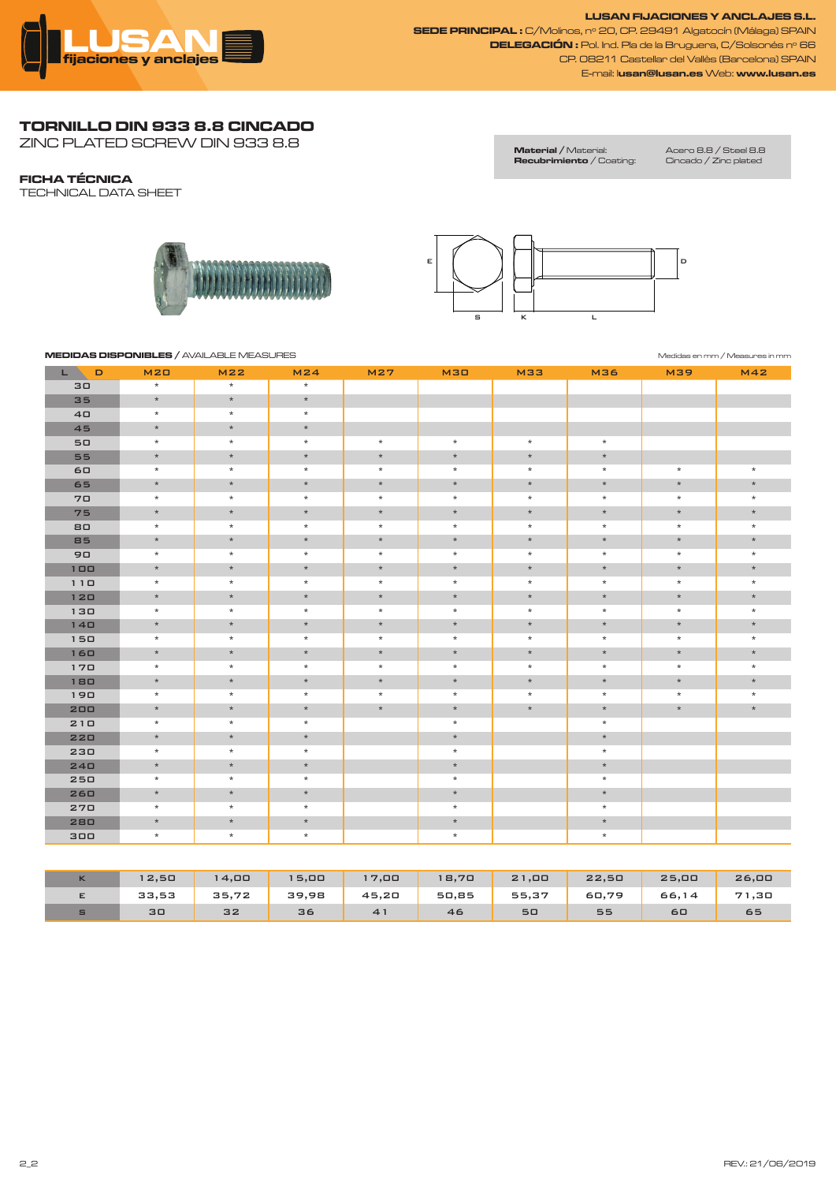# TORNILLO DIN 933 8.8 CINCADO

ZINC PLATED SCREW DIN 933 8.8

## FICHA TÉCNICA

TECHNICAL DATA SHEET

| | |
|---|---|
| **Material** / Material: | Acero 8.8 / Steel 8.8 |
| **Recubrimiento** / Coating: | Cincado / Zinc plated |

E S K L D

**MEDIDAS DISPONIBLES** / AVAILABLE MEASURES

Medidas en mm / Measures in mm

| L \ D | M20 | M22 | M24 | M27 | M30 | M33 | M36 | M39 | M42 |
|---|---|---|---|---|---|---|---|---|---|
| 30 | * | * | * | | | | | | |
| 35 | * | * | * | | | | | | |
| 40 | * | * | * | | | | | | |
| 45 | * | * | * | | | | | | |
| 50 | * | * | * | * | * | * | * | | |
| 55 | * | * | * | * | * | * | * | | |
| 60 | * | * | * | * | * | * | * | * | * |
| 65 | * | * | * | * | * | * | * | * | * |
| 70 | * | * | * | * | * | * | * | * | * |
| 75 | * | * | * | * | * | * | * | * | * |
| 80 | * | * | * | * | * | * | * | * | * |
| 85 | * | * | * | * | * | * | * | * | * |
| 90 | * | * | * | * | * | * | * | * | * |
| 100 | * | * | * | * | * | * | * | * | * |
| 110 | * | * | * | * | * | * | * | * | * |
| 120 | * | * | * | * | * | * | * | * | * |
| 130 | * | * | * | * | * | * | * | * | * |
| 140 | * | * | * | * | * | * | * | * | * |
| 150 | * | * | * | * | * | * | * | * | * |
| 160 | * | * | * | * | * | * | * | * | * |
| 170 | * | * | * | * | * | * | * | * | * |
| 180 | * | * | * | * | * | * | * | * | * |
| 190 | * | * | * | * | * | * | * | * | * |
| 200 | * | * | * | * | * | * | * | * | * |
| 210 | * | * | * | | * | | * | | |
| 220 | * | * | * | | * | | * | | |
| 230 | * | * | * | | * | | * | | |
| 240 | * | * | * | | * | | * | | |
| 250 | * | * | * | | * | | * | | |
| 260 | * | * | * | | * | | * | | |
| 270 | * | * | * | | * | | * | | |
| 280 | * | * | * | | * | | * | | |
| 300 | * | * | * | | * | | * | | |

| | | | | | | | | | |
|---|---|---|---|---|---|---|---|---|---|
| K | 12,50 | 14,00 | 15,00 | 17,00 | 18,70 | 21,00 | 22,50 | 25,00 | 26,00 |
| E | 33,53 | 35,72 | 39,98 | 45,20 | 50,85 | 55,37 | 60,79 | 66,14 | 71,30 |
| S | 30 | 32 | 36 | 41 | 46 | 50 | 55 | 60 | 65 |